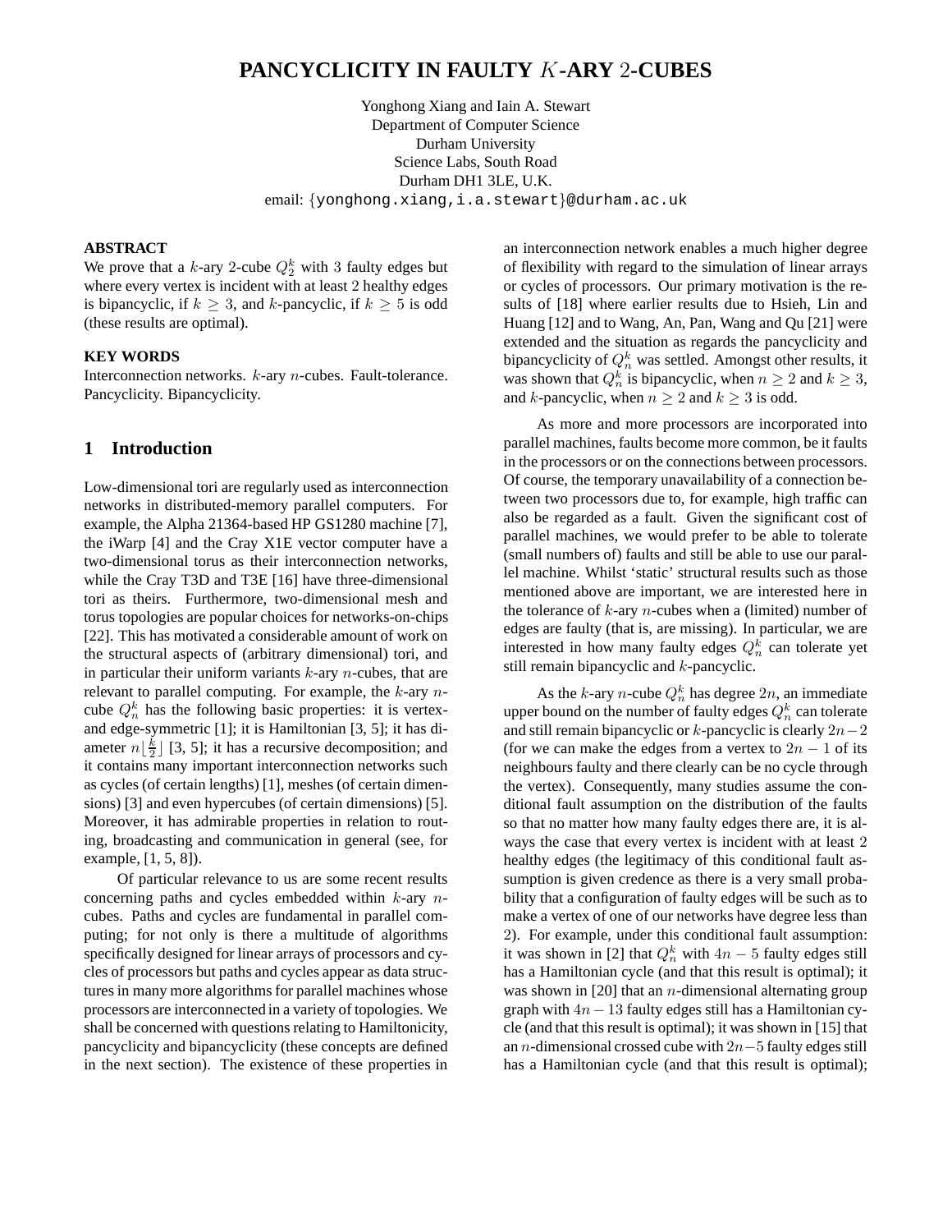# PANCYCLICITY IN FAULTY $K$-ARY 2-CUBES

Yonghong Xiang and Iain A. Stewart
Department of Computer Science
Durham University
Science Labs, South Road
Durham DH1 3LE, U.K.
email: {yonghong.xiang,i.a.stewart}@durham.ac.uk

### ABSTRACT

We prove that a $k$-ary 2-cube $Q_2^k$ with 3 faulty edges but where every vertex is incident with at least 2 healthy edges is bipancyclic, if $k \geq 3$, and $k$-pancyclic, if $k \geq 5$ is odd (these results are optimal).

### KEY WORDS

Interconnection networks. $k$-ary $n$-cubes. Fault-tolerance. Pancyclicity. Bipancyclicity.

## 1 Introduction

Low-dimensional tori are regularly used as interconnection networks in distributed-memory parallel computers. For example, the Alpha 21364-based HP GS1280 machine [7], the iWarp [4] and the Cray X1E vector computer have a two-dimensional torus as their interconnection networks, while the Cray T3D and T3E [16] have three-dimensional tori as theirs. Furthermore, two-dimensional mesh and torus topologies are popular choices for networks-on-chips [22]. This has motivated a considerable amount of work on the structural aspects of (arbitrary dimensional) tori, and in particular their uniform variants $k$-ary $n$-cubes, that are relevant to parallel computing. For example, the $k$-ary $n$-cube $Q_n^k$ has the following basic properties: it is vertex- and edge-symmetric [1]; it is Hamiltonian [3, 5]; it has diameter $n\lfloor \frac{k}{2} \rfloor$ [3, 5]; it has a recursive decomposition; and it contains many important interconnection networks such as cycles (of certain lengths) [1], meshes (of certain dimensions) [3] and even hypercubes (of certain dimensions) [5]. Moreover, it has admirable properties in relation to routing, broadcasting and communication in general (see, for example, [1, 5, 8]).

Of particular relevance to us are some recent results concerning paths and cycles embedded within $k$-ary $n$-cubes. Paths and cycles are fundamental in parallel computing; for not only is there a multitude of algorithms specifically designed for linear arrays of processors and cycles of processors but paths and cycles appear as data structures in many more algorithms for parallel machines whose processors are interconnected in a variety of topologies. We shall be concerned with questions relating to Hamiltonicity, pancyclicity and bipancyclicity (these concepts are defined in the next section). The existence of these properties in an interconnection network enables a much higher degree of flexibility with regard to the simulation of linear arrays or cycles of processors. Our primary motivation is the results of [18] where earlier results due to Hsieh, Lin and Huang [12] and to Wang, An, Pan, Wang and Qu [21] were extended and the situation as regards the pancyclicity and bipancyclicity of $Q_n^k$ was settled. Amongst other results, it was shown that $Q_n^k$ is bipancyclic, when $n \geq 2$ and $k \geq 3$, and $k$-pancyclic, when $n \geq 2$ and $k \geq 3$ is odd.

As more and more processors are incorporated into parallel machines, faults become more common, be it faults in the processors or on the connections between processors. Of course, the temporary unavailability of a connection between two processors due to, for example, high traffic can also be regarded as a fault. Given the significant cost of parallel machines, we would prefer to be able to tolerate (small numbers of) faults and still be able to use our parallel machine. Whilst 'static' structural results such as those mentioned above are important, we are interested here in the tolerance of $k$-ary $n$-cubes when a (limited) number of edges are faulty (that is, are missing). In particular, we are interested in how many faulty edges $Q_n^k$ can tolerate yet still remain bipancyclic and $k$-pancyclic.

As the $k$-ary $n$-cube $Q_n^k$ has degree $2n$, an immediate upper bound on the number of faulty edges $Q_n^k$ can tolerate and still remain bipancyclic or $k$-pancyclic is clearly $2n-2$ (for we can make the edges from a vertex to $2n-1$ of its neighbours faulty and there clearly can be no cycle through the vertex). Consequently, many studies assume the conditional fault assumption on the distribution of the faults so that no matter how many faulty edges there are, it is always the case that every vertex is incident with at least 2 healthy edges (the legitimacy of this conditional fault assumption is given credence as there is a very small probability that a configuration of faulty edges will be such as to make a vertex of one of our networks have degree less than 2). For example, under this conditional fault assumption: it was shown in [2] that $Q_n^k$ with $4n-5$ faulty edges still has a Hamiltonian cycle (and that this result is optimal); it was shown in [20] that an $n$-dimensional alternating group graph with $4n-13$ faulty edges still has a Hamiltonian cycle (and that this result is optimal); it was shown in [15] that an $n$-dimensional crossed cube with $2n-5$ faulty edges still has a Hamiltonian cycle (and that this result is optimal);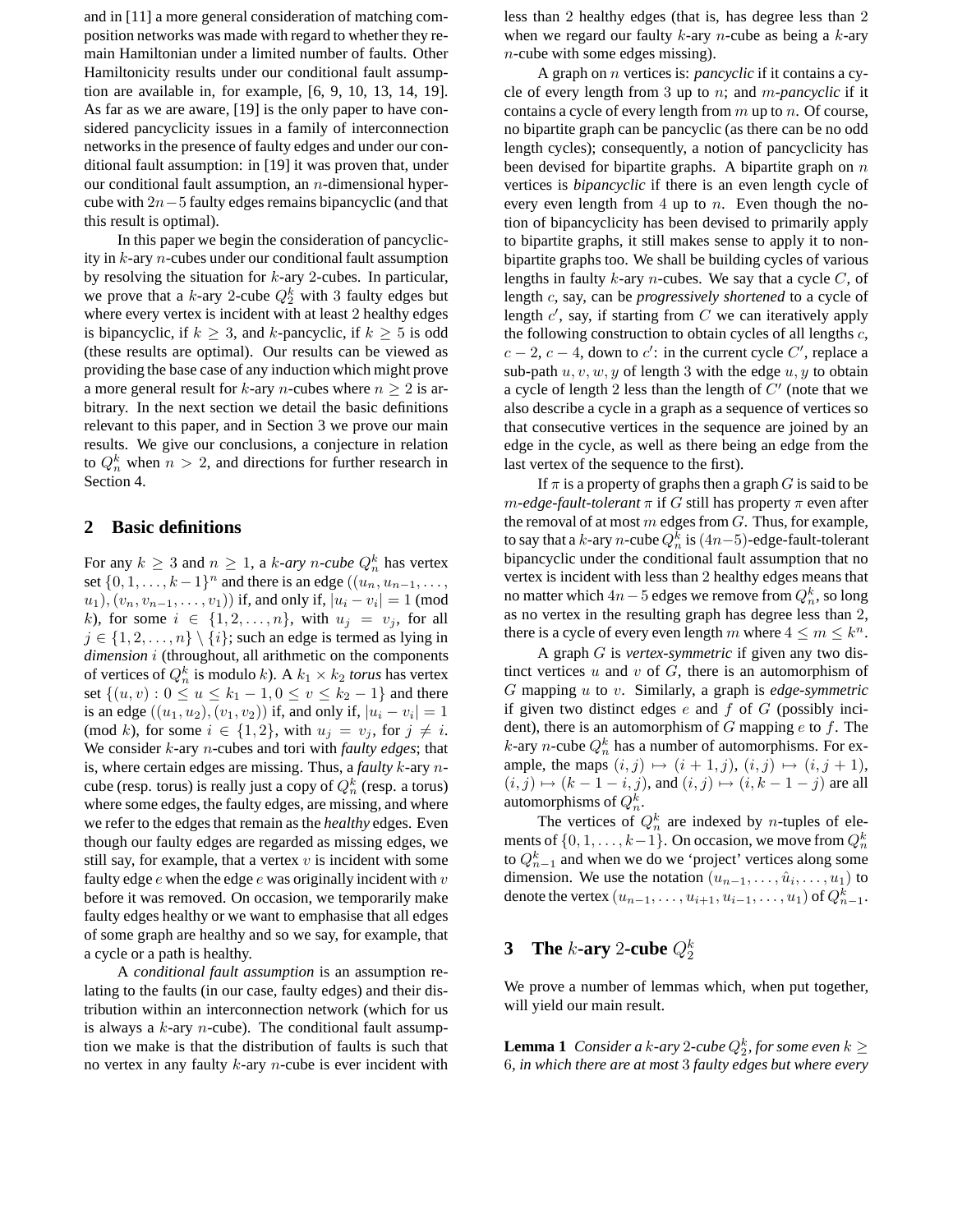and in [11] a more general consideration of matching composition networks was made with regard to whether they remain Hamiltonian under a limited number of faults. Other Hamiltonicity results under our conditional fault assumption are available in, for example, [6, 9, 10, 13, 14, 19]. As far as we are aware, [19] is the only paper to have considered pancyclicity issues in a family of interconnection networks in the presence of faulty edges and under our conditional fault assumption: in [19] it was proven that, under our conditional fault assumption, an $n$-dimensional hypercube with $2n-5$ faulty edges remains bipancyclic (and that this result is optimal).

In this paper we begin the consideration of pancyclicity in $k$-ary $n$-cubes under our conditional fault assumption by resolving the situation for $k$-ary 2-cubes. In particular, we prove that a $k$-ary 2-cube $Q_2^k$ with 3 faulty edges but where every vertex is incident with at least 2 healthy edges is bipancyclic, if $k \geq 3$, and $k$-pancyclic, if $k \geq 5$ is odd (these results are optimal). Our results can be viewed as providing the base case of any induction which might prove a more general result for $k$-ary $n$-cubes where $n \geq 2$ is arbitrary. In the next section we detail the basic definitions relevant to this paper, and in Section 3 we prove our main results. We give our conclusions, a conjecture in relation to $Q_n^k$ when $n > 2$, and directions for further research in Section 4.

## 2 Basic definitions

For any $k \geq 3$ and $n \geq 1$, a *$k$-ary $n$-cube* $Q_n^k$ has vertex set $\{0, 1, \ldots, k-1\}^n$ and there is an edge $((u_n, u_{n-1}, \ldots, u_1), (v_n, v_{n-1}, \ldots, v_1))$ if, and only if, $|u_i - v_i| = 1$ (mod $k$), for some $i \in \{1, 2, \ldots, n\}$, with $u_j = v_j$, for all $j \in \{1, 2, \ldots, n\} \setminus \{i\}$; such an edge is termed as lying in *dimension* $i$ (throughout, all arithmetic on the components of vertices of $Q_n^k$ is modulo $k$). A $k_1 \times k_2$ *torus* has vertex set $\{(u, v) : 0 \leq u \leq k_1 - 1, 0 \leq v \leq k_2 - 1\}$ and there is an edge $((u_1, u_2), (v_1, v_2))$ if, and only if, $|u_i - v_i| = 1$ (mod $k$), for some $i \in \{1, 2\}$, with $u_j = v_j$, for $j \neq i$. We consider $k$-ary $n$-cubes and tori with *faulty edges*; that is, where certain edges are missing. Thus, a *faulty* $k$-ary $n$-cube (resp. torus) is really just a copy of $Q_n^k$ (resp. a torus) where some edges, the faulty edges, are missing, and where we refer to the edges that remain as the *healthy* edges. Even though our faulty edges are regarded as missing edges, we still say, for example, that a vertex $v$ is incident with some faulty edge $e$ when the edge $e$ was originally incident with $v$ before it was removed. On occasion, we temporarily make faulty edges healthy or we want to emphasise that all edges of some graph are healthy and so we say, for example, that a cycle or a path is healthy.

A *conditional fault assumption* is an assumption relating to the faults (in our case, faulty edges) and their distribution within an interconnection network (which for us is always a $k$-ary $n$-cube). The conditional fault assumption we make is that the distribution of faults is such that no vertex in any faulty $k$-ary $n$-cube is ever incident with less than 2 healthy edges (that is, has degree less than 2 when we regard our faulty $k$-ary $n$-cube as being a $k$-ary $n$-cube with some edges missing).

A graph on $n$ vertices is: *pancyclic* if it contains a cycle of every length from 3 up to $n$; and *$m$-pancyclic* if it contains a cycle of every length from $m$ up to $n$. Of course, no bipartite graph can be pancyclic (as there can be no odd length cycles); consequently, a notion of pancyclicity has been devised for bipartite graphs. A bipartite graph on $n$ vertices is *bipancyclic* if there is an even length cycle of every even length from 4 up to $n$. Even though the notion of bipancyclicity has been devised to primarily apply to bipartite graphs, it still makes sense to apply it to non-bipartite graphs too. We shall be building cycles of various lengths in faulty $k$-ary $n$-cubes. We say that a cycle $C$, of length $c$, say, can be *progressively shortened* to a cycle of length $c'$, say, if starting from $C$ we can iteratively apply the following construction to obtain cycles of all lengths $c$, $c-2$, $c-4$, down to $c'$: in the current cycle $C'$, replace a sub-path $u, v, w, y$ of length 3 with the edge $u, y$ to obtain a cycle of length 2 less than the length of $C'$ (note that we also describe a cycle in a graph as a sequence of vertices so that consecutive vertices in the sequence are joined by an edge in the cycle, as well as there being an edge from the last vertex of the sequence to the first).

If $\pi$ is a property of graphs then a graph $G$ is said to be *$m$-edge-fault-tolerant* $\pi$ if $G$ still has property $\pi$ even after the removal of at most $m$ edges from $G$. Thus, for example, to say that a $k$-ary $n$-cube $Q_n^k$ is $(4n-5)$-edge-fault-tolerant bipancyclic under the conditional fault assumption that no vertex is incident with less than 2 healthy edges means that no matter which $4n-5$ edges we remove from $Q_n^k$, so long as no vertex in the resulting graph has degree less than 2, there is a cycle of every even length $m$ where $4 \leq m \leq k^n$.

A graph $G$ is *vertex-symmetric* if given any two distinct vertices $u$ and $v$ of $G$, there is an automorphism of $G$ mapping $u$ to $v$. Similarly, a graph is *edge-symmetric* if given two distinct edges $e$ and $f$ of $G$ (possibly incident), there is an automorphism of $G$ mapping $e$ to $f$. The $k$-ary $n$-cube $Q_n^k$ has a number of automorphisms. For example, the maps $(i, j) \mapsto (i+1, j)$, $(i, j) \mapsto (i, j+1)$, $(i, j) \mapsto (k-1-i, j)$, and $(i, j) \mapsto (i, k-1-j)$ are all automorphisms of $Q_n^k$.

The vertices of $Q_n^k$ are indexed by $n$-tuples of elements of $\{0, 1, \ldots, k-1\}$. On occasion, we move from $Q_n^k$ to $Q_{n-1}^k$ and when we do we 'project' vertices along some dimension. We use the notation $(u_{n-1}, \ldots, \hat{u}_i, \ldots, u_1)$ to denote the vertex $(u_{n-1}, \ldots, u_{i+1}, u_{i-1}, \ldots, u_1)$ of $Q_{n-1}^k$.

## 3 The $k$-ary 2-cube $Q_2^k$

We prove a number of lemmas which, when put together, will yield our main result.

**Lemma 1** *Consider a $k$-ary 2-cube $Q_2^k$, for some even $k \geq 6$, in which there are at most 3 faulty edges but where every*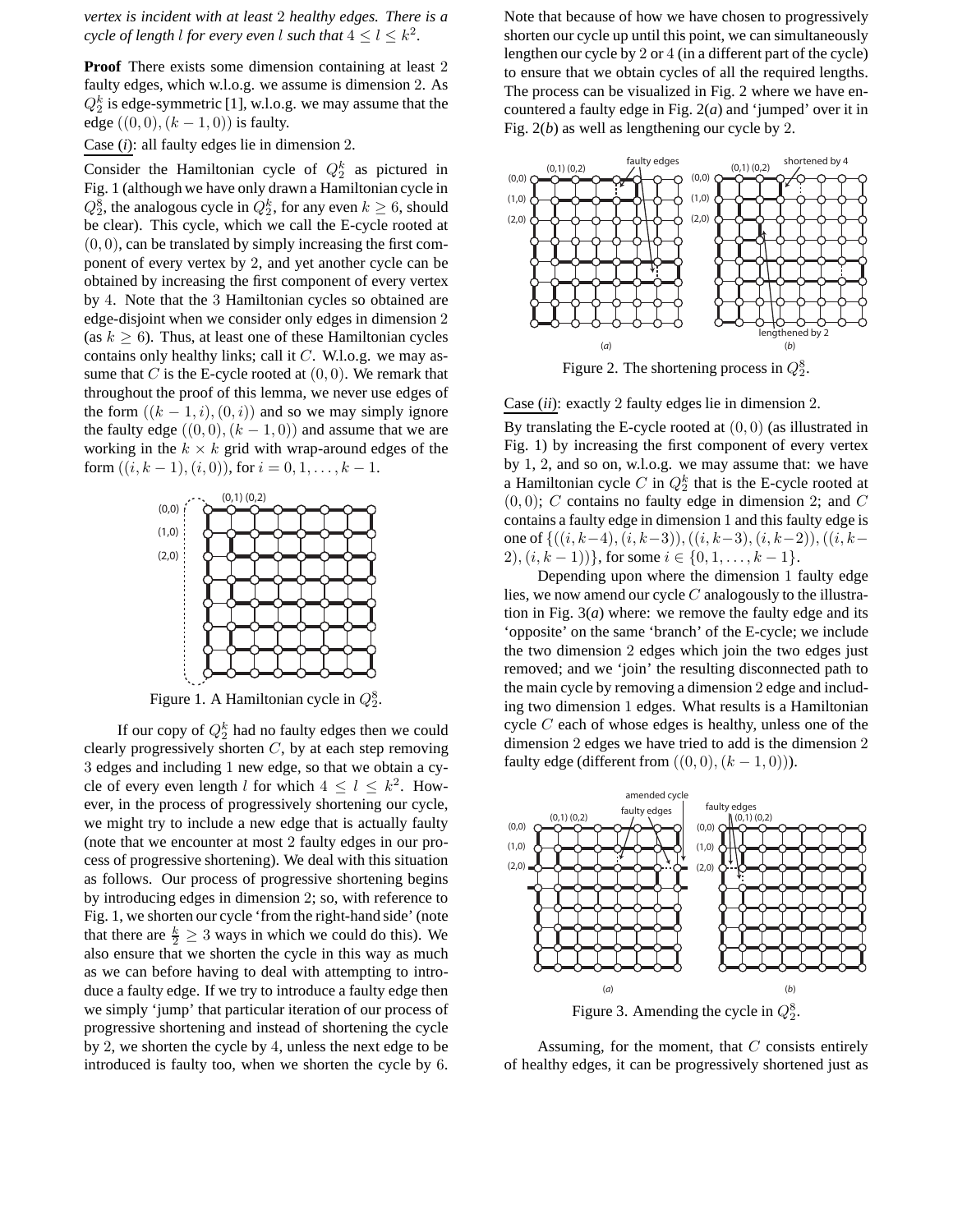*vertex is incident with at least* 2 *healthy edges. There is a cycle of length* $l$ *for every even* $l$ *such that* $4 \leq l \leq k^2$.

**Proof** There exists some dimension containing at least 2 faulty edges, which w.l.o.g. we assume is dimension 2. As $Q_2^k$ is edge-symmetric [1], w.l.o.g. we may assume that the edge $((0,0),(k-1,0))$ is faulty.

Case (*i*): all faulty edges lie in dimension 2.

Consider the Hamiltonian cycle of $Q_2^k$ as pictured in Fig. 1 (although we have only drawn a Hamiltonian cycle in $Q_2^8$, the analogous cycle in $Q_2^k$, for any even $k \geq 6$, should be clear). This cycle, which we call the E-cycle rooted at $(0,0)$, can be translated by simply increasing the first component of every vertex by 2, and yet another cycle can be obtained by increasing the first component of every vertex by 4. Note that the 3 Hamiltonian cycles so obtained are edge-disjoint when we consider only edges in dimension 2 (as $k \geq 6$). Thus, at least one of these Hamiltonian cycles contains only healthy links; call it $C$. W.l.o.g. we may assume that $C$ is the E-cycle rooted at $(0,0)$. We remark that throughout the proof of this lemma, we never use edges of the form $((k-1,i),(0,i))$ and so we may simply ignore the faulty edge $((0,0),(k-1,0))$ and assume that we are working in the $k \times k$ grid with wrap-around edges of the form $((i,k-1),(i,0))$, for $i = 0,1,\ldots,k-1$.

Figure 1. A Hamiltonian cycle in $Q_2^8$.

If our copy of $Q_2^k$ had no faulty edges then we could clearly progressively shorten $C$, by at each step removing 3 edges and including 1 new edge, so that we obtain a cycle of every even length $l$ for which $4 \leq l \leq k^2$. However, in the process of progressively shortening our cycle, we might try to include a new edge that is actually faulty (note that we encounter at most 2 faulty edges in our process of progressive shortening). We deal with this situation as follows. Our process of progressive shortening begins by introducing edges in dimension 2; so, with reference to Fig. 1, we shorten our cycle 'from the right-hand side' (note that there are $\frac{k}{2} \geq 3$ ways in which we could do this). We also ensure that we shorten the cycle in this way as much as we can before having to deal with attempting to introduce a faulty edge. If we try to introduce a faulty edge then we simply 'jump' that particular iteration of our process of progressive shortening and instead of shortening the cycle by 2, we shorten the cycle by 4, unless the next edge to be introduced is faulty too, when we shorten the cycle by 6. Note that because of how we have chosen to progressively shorten our cycle up until this point, we can simultaneously lengthen our cycle by 2 or 4 (in a different part of the cycle) to ensure that we obtain cycles of all the required lengths. The process can be visualized in Fig. 2 where we have encountered a faulty edge in Fig. 2(*a*) and 'jumped' over it in Fig. 2(*b*) as well as lengthening our cycle by 2.

Figure 2. The shortening process in $Q_2^8$.

Case (*ii*): exactly 2 faulty edges lie in dimension 2.

By translating the E-cycle rooted at $(0,0)$ (as illustrated in Fig. 1) by increasing the first component of every vertex by 1, 2, and so on, w.l.o.g. we may assume that: we have a Hamiltonian cycle $C$ in $Q_2^k$ that is the E-cycle rooted at $(0,0)$; $C$ contains no faulty edge in dimension 2; and $C$ contains a faulty edge in dimension 1 and this faulty edge is one of $\{((i,k-4),(i,k-3)),((i,k-3),(i,k-2)),((i,k-2),(i,k-1))\}$, for some $i \in \{0,1,\ldots,k-1\}$.

Depending upon where the dimension 1 faulty edge lies, we now amend our cycle $C$ analogously to the illustration in Fig. 3(*a*) where: we remove the faulty edge and its 'opposite' on the same 'branch' of the E-cycle; we include the two dimension 2 edges which join the two edges just removed; and we 'join' the resulting disconnected path to the main cycle by removing a dimension 2 edge and including two dimension 1 edges. What results is a Hamiltonian cycle $C$ each of whose edges is healthy, unless one of the dimension 2 edges we have tried to add is the dimension 2 faulty edge (different from $((0,0),(k-1,0))$).

Figure 3. Amending the cycle in $Q_2^8$.

Assuming, for the moment, that $C$ consists entirely of healthy edges, it can be progressively shortened just as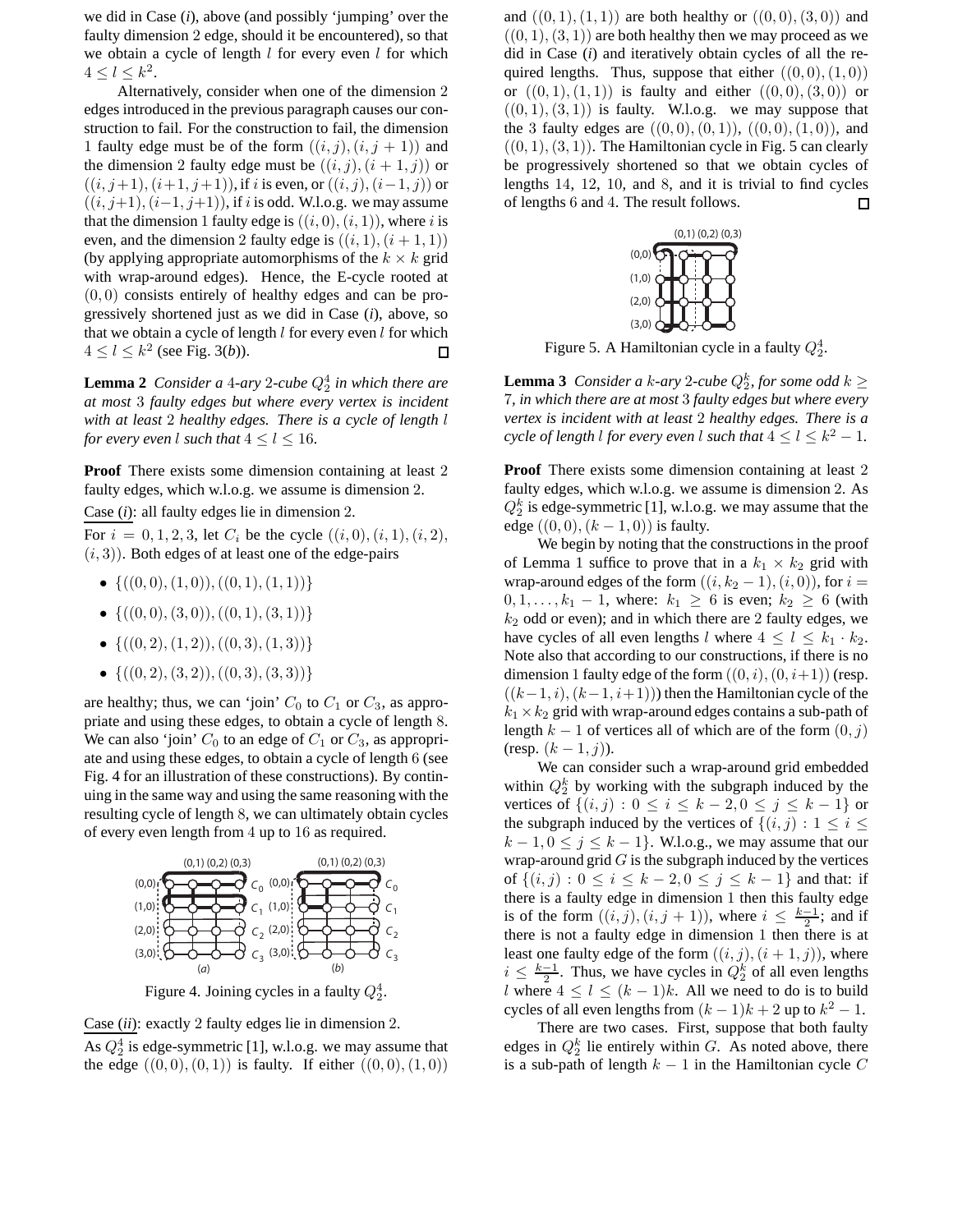we did in Case (*i*), above (and possibly 'jumping' over the faulty dimension 2 edge, should it be encountered), so that we obtain a cycle of length $l$ for every even $l$ for which $4 \leq l \leq k^2$.

Alternatively, consider when one of the dimension 2 edges introduced in the previous paragraph causes our construction to fail. For the construction to fail, the dimension 1 faulty edge must be of the form $((i,j),(i,j+1))$ and the dimension 2 faulty edge must be $((i,j),(i+1,j))$ or $((i,j+1),(i+1,j+1))$, if $i$ is even, or $((i,j),(i-1,j))$ or $((i,j+1),(i-1,j+1))$, if $i$ is odd. W.l.o.g. we may assume that the dimension 1 faulty edge is $((i,0),(i,1))$, where $i$ is even, and the dimension 2 faulty edge is $((i,1),(i+1,1))$ (by applying appropriate automorphisms of the $k \times k$ grid with wrap-around edges). Hence, the E-cycle rooted at $(0,0)$ consists entirely of healthy edges and can be progressively shortened just as we did in Case (*i*), above, so that we obtain a cycle of length $l$ for every even $l$ for which $4 \leq l \leq k^2$ (see Fig. 3(*b*)). □

**Lemma 2** *Consider a 4-ary 2-cube $Q_2^4$ in which there are at most 3 faulty edges but where every vertex is incident with at least 2 healthy edges. There is a cycle of length $l$ for every even $l$ such that $4 \leq l \leq 16$.*

**Proof** There exists some dimension containing at least 2 faulty edges, which w.l.o.g. we assume is dimension 2.

Case (*i*): all faulty edges lie in dimension 2.

For $i = 0,1,2,3$, let $C_i$ be the cycle $((i,0),(i,1),(i,2),(i,3))$. Both edges of at least one of the edge-pairs

- $\{((0,0),(1,0)),((0,1),(1,1))\}$
- $\{((0,0),(3,0)),((0,1),(3,1))\}$
- $\{((0,2),(1,2)),((0,3),(1,3))\}$
- $\{((0,2),(3,2)),((0,3),(3,3))\}$

are healthy; thus, we can 'join' $C_0$ to $C_1$ or $C_3$, as appropriate and using these edges, to obtain a cycle of length 8. We can also 'join' $C_0$ to an edge of $C_1$ or $C_3$, as appropriate and using these edges, to obtain a cycle of length 6 (see Fig. 4 for an illustration of these constructions). By continuing in the same way and using the same reasoning with the resulting cycle of length 8, we can ultimately obtain cycles of every even length from 4 up to 16 as required.

Figure 4. Joining cycles in a faulty $Q_2^4$.

Case (*ii*): exactly 2 faulty edges lie in dimension 2.

As $Q_2^4$ is edge-symmetric [1], w.l.o.g. we may assume that the edge $((0,0),(0,1))$ is faulty. If either $((0,0),(1,0))$ and $((0,1),(1,1))$ are both healthy or $((0,0),(3,0))$ and $((0,1),(3,1))$ are both healthy then we may proceed as we did in Case (*i*) and iteratively obtain cycles of all the required lengths. Thus, suppose that either $((0,0),(1,0))$ or $((0,1),(1,1))$ is faulty and either $((0,0),(3,0))$ or $((0,1),(3,1))$ is faulty. W.l.o.g. we may suppose that the 3 faulty edges are $((0,0),(0,1))$, $((0,0),(1,0))$, and $((0,1),(3,1))$. The Hamiltonian cycle in Fig. 5 can clearly be progressively shortened so that we obtain cycles of lengths 14, 12, 10, and 8, and it is trivial to find cycles of lengths 6 and 4. The result follows. □

Figure 5. A Hamiltonian cycle in a faulty $Q_2^4$.

**Lemma 3** *Consider a $k$-ary 2-cube $Q_2^k$, for some odd $k \geq 7$, in which there are at most 3 faulty edges but where every vertex is incident with at least 2 healthy edges. There is a cycle of length $l$ for every even $l$ such that $4 \leq l \leq k^2 - 1$.*

**Proof** There exists some dimension containing at least 2 faulty edges, which w.l.o.g. we assume is dimension 2. As $Q_2^k$ is edge-symmetric [1], w.l.o.g. we may assume that the edge $((0,0),(k-1,0))$ is faulty.

We begin by noting that the constructions in the proof of Lemma 1 suffice to prove that in a $k_1 \times k_2$ grid with wrap-around edges of the form $((i,k_2-1),(i,0))$, for $i = 0,1,\ldots,k_1-1$, where: $k_1 \geq 6$ is even; $k_2 \geq 6$ (with $k_2$ odd or even); and in which there are 2 faulty edges, we have cycles of all even lengths $l$ where $4 \leq l \leq k_1 \cdot k_2$. Note also that according to our constructions, if there is no dimension 1 faulty edge of the form $((0,i),(0,i+1))$ (resp. $((k-1,i),(k-1,i+1))$) then the Hamiltonian cycle of the $k_1 \times k_2$ grid with wrap-around edges contains a sub-path of length $k-1$ of vertices all of which are of the form $(0,j)$ (resp. $(k-1,j)$).

We can consider such a wrap-around grid embedded within $Q_2^k$ by working with the subgraph induced by the vertices of $\{(i,j) : 0 \leq i \leq k-2, 0 \leq j \leq k-1\}$ or the subgraph induced by the vertices of $\{(i,j) : 1 \leq i \leq k-1, 0 \leq j \leq k-1\}$. W.l.o.g., we may assume that our wrap-around grid $G$ is the subgraph induced by the vertices of $\{(i,j) : 0 \leq i \leq k-2, 0 \leq j \leq k-1\}$ and that: if there is a faulty edge in dimension 1 then this faulty edge is of the form $((i,j),(i,j+1))$, where $i \leq \frac{k-1}{2}$; and if there is not a faulty edge in dimension 1 then there is at least one faulty edge of the form $((i,j),(i+1,j))$, where $i \leq \frac{k-1}{2}$. Thus, we have cycles in $Q_2^k$ of all even lengths $l$ where $4 \leq l \leq (k-1)k$. All we need to do is to build cycles of all even lengths from $(k-1)k+2$ up to $k^2-1$.

There are two cases. First, suppose that both faulty edges in $Q_2^k$ lie entirely within $G$. As noted above, there is a sub-path of length $k-1$ in the Hamiltonian cycle $C$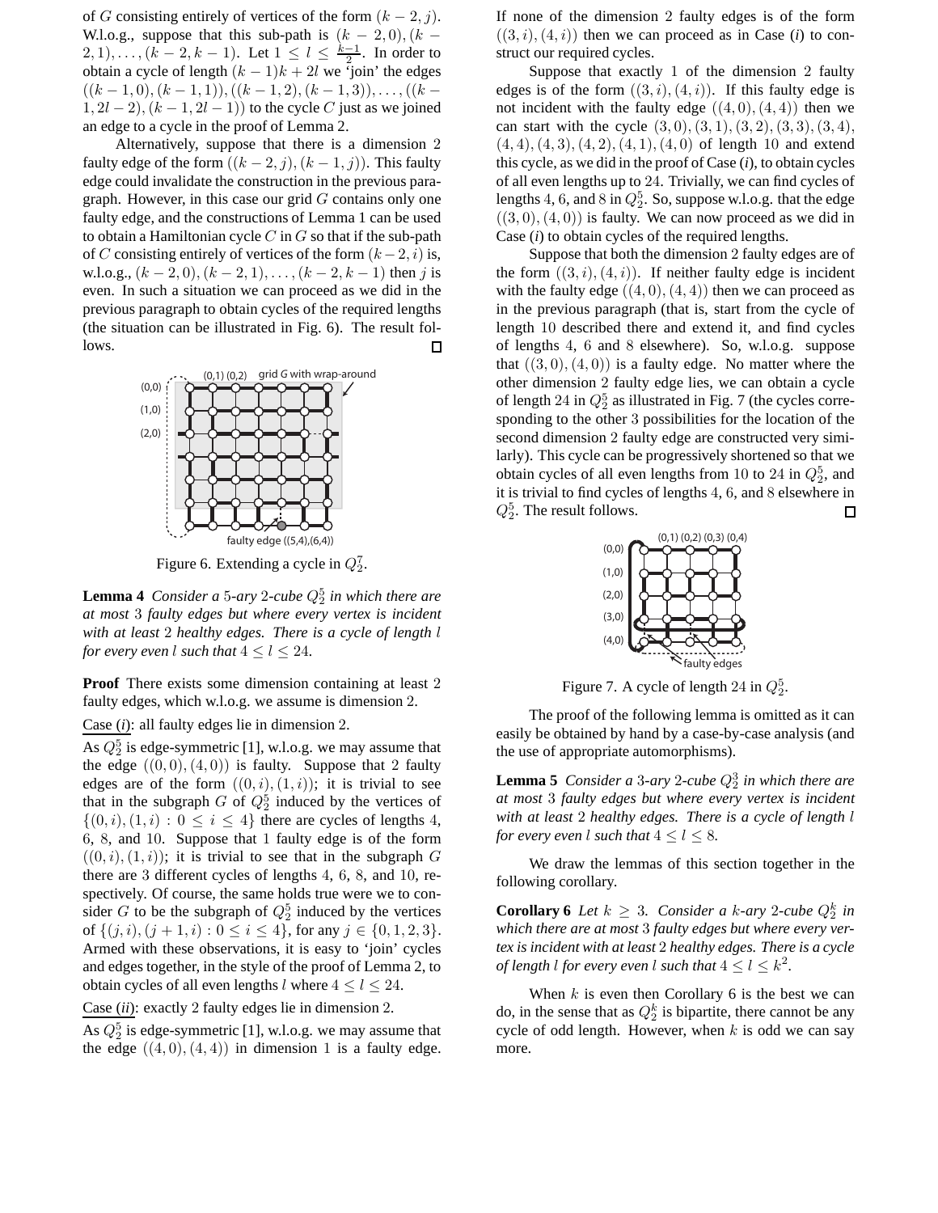of $G$ consisting entirely of vertices of the form $(k-2,j)$. W.l.o.g., suppose that this sub-path is $(k-2,0),(k-2,1),\ldots,(k-2,k-1)$. Let $1 \leq l \leq \frac{k-1}{2}$. In order to obtain a cycle of length $(k-1)k+2l$ we 'join' the edges $((k-1,0),(k-1,1)),((k-1,2),(k-1,3)),\ldots,((k-1,2l-2),(k-1,2l-1))$ to the cycle $C$ just as we joined an edge to a cycle in the proof of Lemma 2.

Alternatively, suppose that there is a dimension 2 faulty edge of the form $((k-2,j),(k-1,j))$. This faulty edge could invalidate the construction in the previous paragraph. However, in this case our grid $G$ contains only one faulty edge, and the constructions of Lemma 1 can be used to obtain a Hamiltonian cycle $C$ in $G$ so that if the sub-path of $C$ consisting entirely of vertices of the form $(k-2,i)$ is, w.l.o.g., $(k-2,0),(k-2,1),\ldots,(k-2,k-1)$ then $j$ is even. In such a situation we can proceed as we did in the previous paragraph to obtain cycles of the required lengths (the situation can be illustrated in Fig. 6). The result follows. □

Figure 6. Extending a cycle in $Q_2^7$.

**Lemma 4** *Consider a 5-ary 2-cube $Q_2^5$ in which there are at most 3 faulty edges but where every vertex is incident with at least 2 healthy edges. There is a cycle of length $l$ for every even $l$ such that $4 \leq l \leq 24$.*

**Proof** There exists some dimension containing at least 2 faulty edges, which w.l.o.g. we assume is dimension 2.

Case (*i*): all faulty edges lie in dimension 2.

As $Q_2^5$ is edge-symmetric [1], w.l.o.g. we may assume that the edge $((0,0),(4,0))$ is faulty. Suppose that 2 faulty edges are of the form $((0,i),(1,i))$; it is trivial to see that in the subgraph $G$ of $Q_2^5$ induced by the vertices of $\{(0,i),(1,i) : 0 \leq i \leq 4\}$ there are cycles of lengths 4, 6, 8, and 10. Suppose that 1 faulty edge is of the form $((0,i),(1,i))$; it is trivial to see that in the subgraph $G$ there are 3 different cycles of lengths 4, 6, 8, and 10, respectively. Of course, the same holds true were we to consider $G$ to be the subgraph of $Q_2^5$ induced by the vertices of $\{(j,i),(j+1,i) : 0 \leq i \leq 4\}$, for any $j \in \{0,1,2,3\}$. Armed with these observations, it is easy to 'join' cycles and edges together, in the style of the proof of Lemma 2, to obtain cycles of all even lengths $l$ where $4 \leq l \leq 24$.

Case (*ii*): exactly 2 faulty edges lie in dimension 2.

As $Q_2^5$ is edge-symmetric [1], w.l.o.g. we may assume that the edge $((4,0),(4,4))$ in dimension 1 is a faulty edge. If none of the dimension 2 faulty edges is of the form $((3,i),(4,i))$ then we can proceed as in Case (*i*) to construct our required cycles.

Suppose that exactly 1 of the dimension 2 faulty edges is of the form $((3,i),(4,i))$. If this faulty edge is not incident with the faulty edge $((4,0),(4,4))$ then we can start with the cycle $(3,0),(3,1),(3,2),(3,3),(3,4),(4,4),(4,3),(4,2),(4,1),(4,0)$ of length 10 and extend this cycle, as we did in the proof of Case (*i*), to obtain cycles of all even lengths up to 24. Trivially, we can find cycles of lengths 4, 6, and 8 in $Q_2^5$. So, suppose w.l.o.g. that the edge $((3,0),(4,0))$ is faulty. We can now proceed as we did in Case (*i*) to obtain cycles of the required lengths.

Suppose that both the dimension 2 faulty edges are of the form $((3,i),(4,i))$. If neither faulty edge is incident with the faulty edge $((4,0),(4,4))$ then we can proceed as in the previous paragraph (that is, start from the cycle of length 10 described there and extend it, and find cycles of lengths 4, 6 and 8 elsewhere). So, w.l.o.g. suppose that $((3,0),(4,0))$ is a faulty edge. No matter where the other dimension 2 faulty edge lies, we can obtain a cycle of length 24 in $Q_2^5$ as illustrated in Fig. 7 (the cycles corresponding to the other 3 possibilities for the location of the second dimension 2 faulty edge are constructed very similarly). This cycle can be progressively shortened so that we obtain cycles of all even lengths from 10 to 24 in $Q_2^5$, and it is trivial to find cycles of lengths 4, 6, and 8 elsewhere in $Q_2^5$. The result follows. □

Figure 7. A cycle of length 24 in $Q_2^5$.

The proof of the following lemma is omitted as it can easily be obtained by hand by a case-by-case analysis (and the use of appropriate automorphisms).

**Lemma 5** *Consider a 3-ary 2-cube $Q_2^3$ in which there are at most 3 faulty edges but where every vertex is incident with at least 2 healthy edges. There is a cycle of length $l$ for every even $l$ such that $4 \leq l \leq 8$.*

We draw the lemmas of this section together in the following corollary.

**Corollary 6** *Let $k \geq 3$. Consider a $k$-ary 2-cube $Q_2^k$ in which there are at most 3 faulty edges but where every vertex is incident with at least 2 healthy edges. There is a cycle of length $l$ for every even $l$ such that $4 \leq l \leq k^2$.*

When $k$ is even then Corollary 6 is the best we can do, in the sense that as $Q_2^k$ is bipartite, there cannot be any cycle of odd length. However, when $k$ is odd we can say more.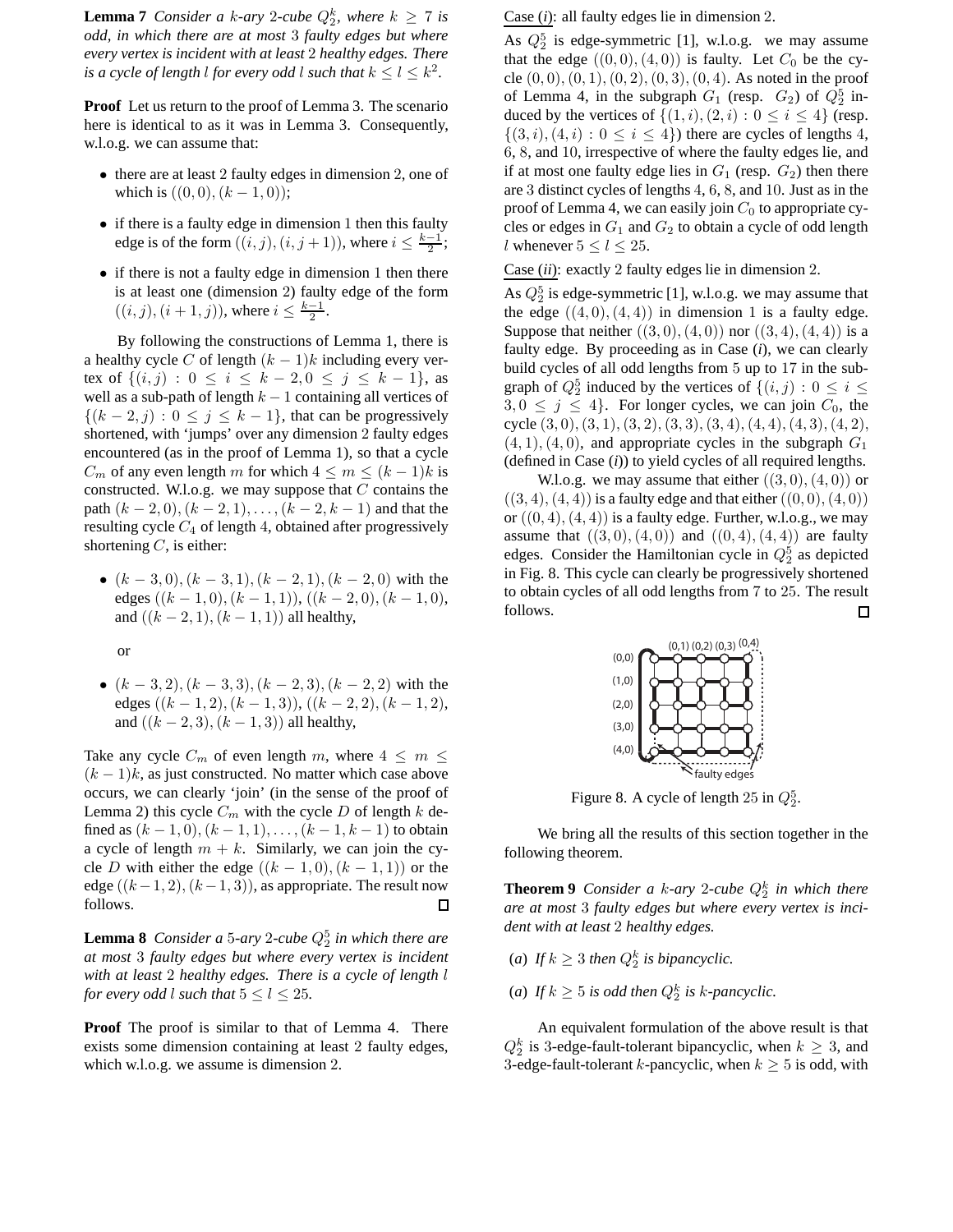**Lemma 7** *Consider a $k$-ary 2-cube $Q_2^k$, where $k \geq 7$ is odd, in which there are at most 3 faulty edges but where every vertex is incident with at least 2 healthy edges. There is a cycle of length $l$ for every odd $l$ such that $k \leq l \leq k^2$.*

**Proof** Let us return to the proof of Lemma 3. The scenario here is identical to as it was in Lemma 3. Consequently, w.l.o.g. we can assume that:

- there are at least 2 faulty edges in dimension 2, one of which is $((0,0),(k-1,0))$;
- if there is a faulty edge in dimension 1 then this faulty edge is of the form $((i,j),(i,j+1))$, where $i \leq \frac{k-1}{2}$;
- if there is not a faulty edge in dimension 1 then there is at least one (dimension 2) faulty edge of the form $((i,j),(i+1,j))$, where $i \leq \frac{k-1}{2}$.

By following the constructions of Lemma 1, there is a healthy cycle $C$ of length $(k-1)k$ including every vertex of $\{(i,j) : 0 \leq i \leq k-2, 0 \leq j \leq k-1\}$, as well as a sub-path of length $k-1$ containing all vertices of $\{(k-2,j) : 0 \leq j \leq k-1\}$, that can be progressively shortened, with 'jumps' over any dimension 2 faulty edges encountered (as in the proof of Lemma 1), so that a cycle $C_m$ of any even length $m$ for which $4 \leq m \leq (k-1)k$ is constructed. W.l.o.g. we may suppose that $C$ contains the path $(k-2,0),(k-2,1),\ldots,(k-2,k-1)$ and that the resulting cycle $C_4$ of length 4, obtained after progressively shortening $C$, is either:

- $(k-3,0),(k-3,1),(k-2,1),(k-2,0)$ with the edges $((k-1,0),(k-1,1))$, $((k-2,0),(k-1,0)$, and $((k-2,1),(k-1,1))$ all healthy,

  or

- $(k-3,2),(k-3,3),(k-2,3),(k-2,2)$ with the edges $((k-1,2),(k-1,3))$, $((k-2,2),(k-1,2)$, and $((k-2,3),(k-1,3))$ all healthy,

Take any cycle $C_m$ of even length $m$, where $4 \leq m \leq (k-1)k$, as just constructed. No matter which case above occurs, we can clearly 'join' (in the sense of the proof of Lemma 2) this cycle $C_m$ with the cycle $D$ of length $k$ defined as $(k-1,0),(k-1,1),\ldots,(k-1,k-1)$ to obtain a cycle of length $m+k$. Similarly, we can join the cycle $D$ with either the edge $((k-1,0),(k-1,1))$ or the edge $((k-1,2),(k-1,3))$, as appropriate. The result now follows. □

**Lemma 8** *Consider a 5-ary 2-cube $Q_2^5$ in which there are at most 3 faulty edges but where every vertex is incident with at least 2 healthy edges. There is a cycle of length $l$ for every odd $l$ such that $5 \leq l \leq 25$.*

**Proof** The proof is similar to that of Lemma 4. There exists some dimension containing at least 2 faulty edges, which w.l.o.g. we assume is dimension 2.

Case (*i*): all faulty edges lie in dimension 2.

As $Q_2^5$ is edge-symmetric [1], w.l.o.g. we may assume that the edge $((0,0),(4,0))$ is faulty. Let $C_0$ be the cycle $(0,0),(0,1),(0,2),(0,3),(0,4)$. As noted in the proof of Lemma 4, in the subgraph $G_1$ (resp. $G_2$) of $Q_2^5$ induced by the vertices of $\{(1,i),(2,i) : 0 \leq i \leq 4\}$ (resp. $\{(3,i),(4,i) : 0 \leq i \leq 4\}$) there are cycles of lengths 4, 6, 8, and 10, irrespective of where the faulty edges lie, and if at most one faulty edge lies in $G_1$ (resp. $G_2$) then there are 3 distinct cycles of lengths 4, 6, 8, and 10. Just as in the proof of Lemma 4, we can easily join $C_0$ to appropriate cycles or edges in $G_1$ and $G_2$ to obtain a cycle of odd length $l$ whenever $5 \leq l \leq 25$.

Case (*ii*): exactly 2 faulty edges lie in dimension 2.

As $Q_2^5$ is edge-symmetric [1], w.l.o.g. we may assume that the edge $((4,0),(4,4))$ in dimension 1 is a faulty edge. Suppose that neither $((3,0),(4,0))$ nor $((3,4),(4,4))$ is a faulty edge. By proceeding as in Case (*i*), we can clearly build cycles of all odd lengths from 5 up to 17 in the subgraph of $Q_2^5$ induced by the vertices of $\{(i,j) : 0 \leq i \leq 3, 0 \leq j \leq 4\}$. For longer cycles, we can join $C_0$, the cycle $(3,0),(3,1),(3,2),(3,3),(3,4),(4,4),(4,3),(4,2),(4,1),(4,0)$, and appropriate cycles in the subgraph $G_1$ (defined in Case (*i*)) to yield cycles of all required lengths.

W.l.o.g. we may assume that either $((3,0),(4,0))$ or $((3,4),(4,4))$ is a faulty edge and that either $((0,0),(4,0))$ or $((0,4),(4,4))$ is a faulty edge. Further, w.l.o.g., we may assume that $((3,0),(4,0))$ and $((0,4),(4,4))$ are faulty edges. Consider the Hamiltonian cycle in $Q_2^5$ as depicted in Fig. 8. This cycle can clearly be progressively shortened to obtain cycles of all odd lengths from 7 to 25. The result follows. □

Figure 8. A cycle of length 25 in $Q_2^5$.

We bring all the results of this section together in the following theorem.

**Theorem 9** *Consider a $k$-ary 2-cube $Q_2^k$ in which there are at most 3 faulty edges but where every vertex is incident with at least 2 healthy edges.*

(*a*) *If $k \geq 3$ then $Q_2^k$ is bipancyclic.*

(*a*) *If $k \geq 5$ is odd then $Q_2^k$ is $k$-pancyclic.*

An equivalent formulation of the above result is that $Q_2^k$ is 3-edge-fault-tolerant bipancyclic, when $k \geq 3$, and 3-edge-fault-tolerant $k$-pancyclic, when $k \geq 5$ is odd, with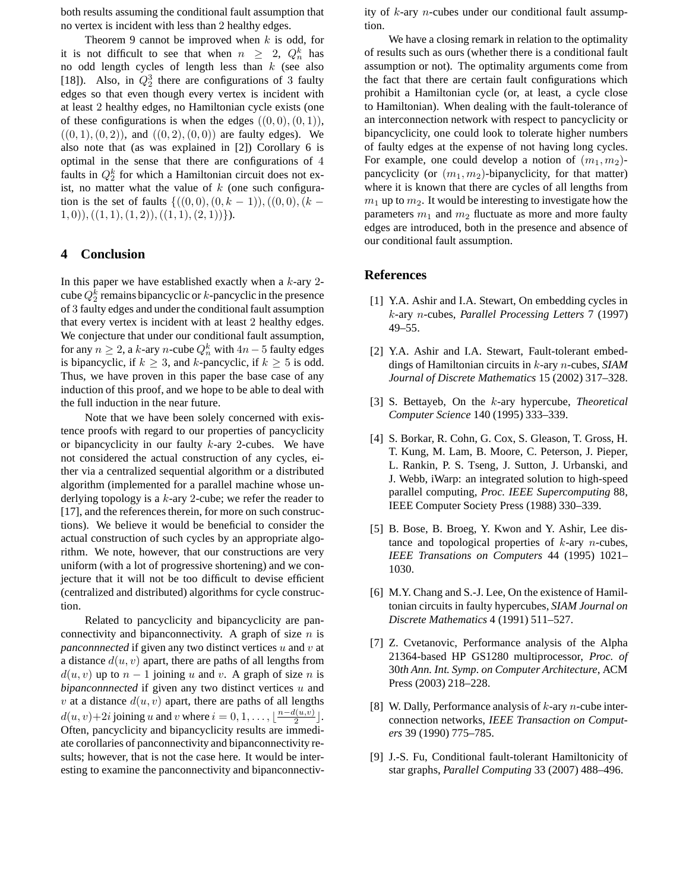both results assuming the conditional fault assumption that no vertex is incident with less than 2 healthy edges.

Theorem 9 cannot be improved when $k$ is odd, for it is not difficult to see that when $n \geq 2$, $Q_n^k$ has no odd length cycles of length less than $k$ (see also [18]). Also, in $Q_2^3$ there are configurations of 3 faulty edges so that even though every vertex is incident with at least 2 healthy edges, no Hamiltonian cycle exists (one of these configurations is when the edges $((0,0),(0,1))$, $((0,1),(0,2))$, and $((0,2),(0,0))$ are faulty edges). We also note that (as was explained in [2]) Corollary 6 is optimal in the sense that there are configurations of 4 faults in $Q_2^k$ for which a Hamiltonian circuit does not exist, no matter what the value of $k$ (one such configuration is the set of faults $\{((0,0),(0,k-1)),((0,0),(k-1,0)),((1,1),(1,2)),((1,1),(2,1))\}$).

## 4 Conclusion

In this paper we have established exactly when a $k$-ary 2-cube $Q_2^k$ remains bipancyclic or $k$-pancyclic in the presence of 3 faulty edges and under the conditional fault assumption that every vertex is incident with at least 2 healthy edges. We conjecture that under our conditional fault assumption, for any $n \geq 2$, a $k$-ary $n$-cube $Q_n^k$ with $4n-5$ faulty edges is bipancyclic, if $k \geq 3$, and $k$-pancyclic, if $k \geq 5$ is odd. Thus, we have proven in this paper the base case of any induction of this proof, and we hope to be able to deal with the full induction in the near future.

Note that we have been solely concerned with existence proofs with regard to our properties of pancyclicity or bipancyclicity in our faulty $k$-ary 2-cubes. We have not considered the actual construction of any cycles, either via a centralized sequential algorithm or a distributed algorithm (implemented for a parallel machine whose underlying topology is a $k$-ary 2-cube; we refer the reader to [17], and the references therein, for more on such constructions). We believe it would be beneficial to consider the actual construction of such cycles by an appropriate algorithm. We note, however, that our constructions are very uniform (with a lot of progressive shortening) and we conjecture that it will not be too difficult to devise efficient (centralized and distributed) algorithms for cycle construction.

Related to pancyclicity and bipancyclicity are panconnectivity and bipanconnectivity. A graph of size $n$ is *panconnnected* if given any two distinct vertices $u$ and $v$ at a distance $d(u,v)$ apart, there are paths of all lengths from $d(u,v)$ up to $n-1$ joining $u$ and $v$. A graph of size $n$ is *bipanconnnected* if given any two distinct vertices $u$ and $v$ at a distance $d(u,v)$ apart, there are paths of all lengths $d(u,v)+2i$ joining $u$ and $v$ where $i = 0,1,\ldots,\lfloor\frac{n-d(u,v)}{2}\rfloor$. Often, pancyclicity and bipancyclicity results are immediate corollaries of panconnectivity and bipanconnectivity results; however, that is not the case here. It would be interesting to examine the panconnectivity and bipanconnectivity of $k$-ary $n$-cubes under our conditional fault assumption.

We have a closing remark in relation to the optimality of results such as ours (whether there is a conditional fault assumption or not). The optimality arguments come from the fact that there are certain fault configurations which prohibit a Hamiltonian cycle (or, at least, a cycle close to Hamiltonian). When dealing with the fault-tolerance of an interconnection network with respect to pancyclicity or bipancyclicity, one could look to tolerate higher numbers of faulty edges at the expense of not having long cycles. For example, one could develop a notion of $(m_1,m_2)$-pancyclicity (or $(m_1,m_2)$-bipanyclicity, for that matter) where it is known that there are cycles of all lengths from $m_1$ up to $m_2$. It would be interesting to investigate how the parameters $m_1$ and $m_2$ fluctuate as more and more faulty edges are introduced, both in the presence and absence of our conditional fault assumption.

## References

[1] Y.A. Ashir and I.A. Stewart, On embedding cycles in $k$-ary $n$-cubes, *Parallel Processing Letters* 7 (1997) 49–55.

[2] Y.A. Ashir and I.A. Stewart, Fault-tolerant embeddings of Hamiltonian circuits in $k$-ary $n$-cubes, *SIAM Journal of Discrete Mathematics* 15 (2002) 317–328.

[3] S. Bettayeb, On the $k$-ary hypercube, *Theoretical Computer Science* 140 (1995) 333–339.

[4] S. Borkar, R. Cohn, G. Cox, S. Gleason, T. Gross, H. T. Kung, M. Lam, B. Moore, C. Peterson, J. Pieper, L. Rankin, P. S. Tseng, J. Sutton, J. Urbanski, and J. Webb, iWarp: an integrated solution to high-speed parallel computing, *Proc. IEEE Supercomputing* 88, IEEE Computer Society Press (1988) 330–339.

[5] B. Bose, B. Broeg, Y. Kwon and Y. Ashir, Lee distance and topological properties of $k$-ary $n$-cubes, *IEEE Transations on Computers* 44 (1995) 1021–1030.

[6] M.Y. Chang and S.-J. Lee, On the existence of Hamiltonian circuits in faulty hypercubes, *SIAM Journal on Discrete Mathematics* 4 (1991) 511–527.

[7] Z. Cvetanovic, Performance analysis of the Alpha 21364-based HP GS1280 multiprocessor, *Proc. of 30th Ann. Int. Symp. on Computer Architecture*, ACM Press (2003) 218–228.

[8] W. Dally, Performance analysis of $k$-ary $n$-cube interconnection networks, *IEEE Transaction on Computers* 39 (1990) 775–785.

[9] J.-S. Fu, Conditional fault-tolerant Hamiltonicity of star graphs, *Parallel Computing* 33 (2007) 488–496.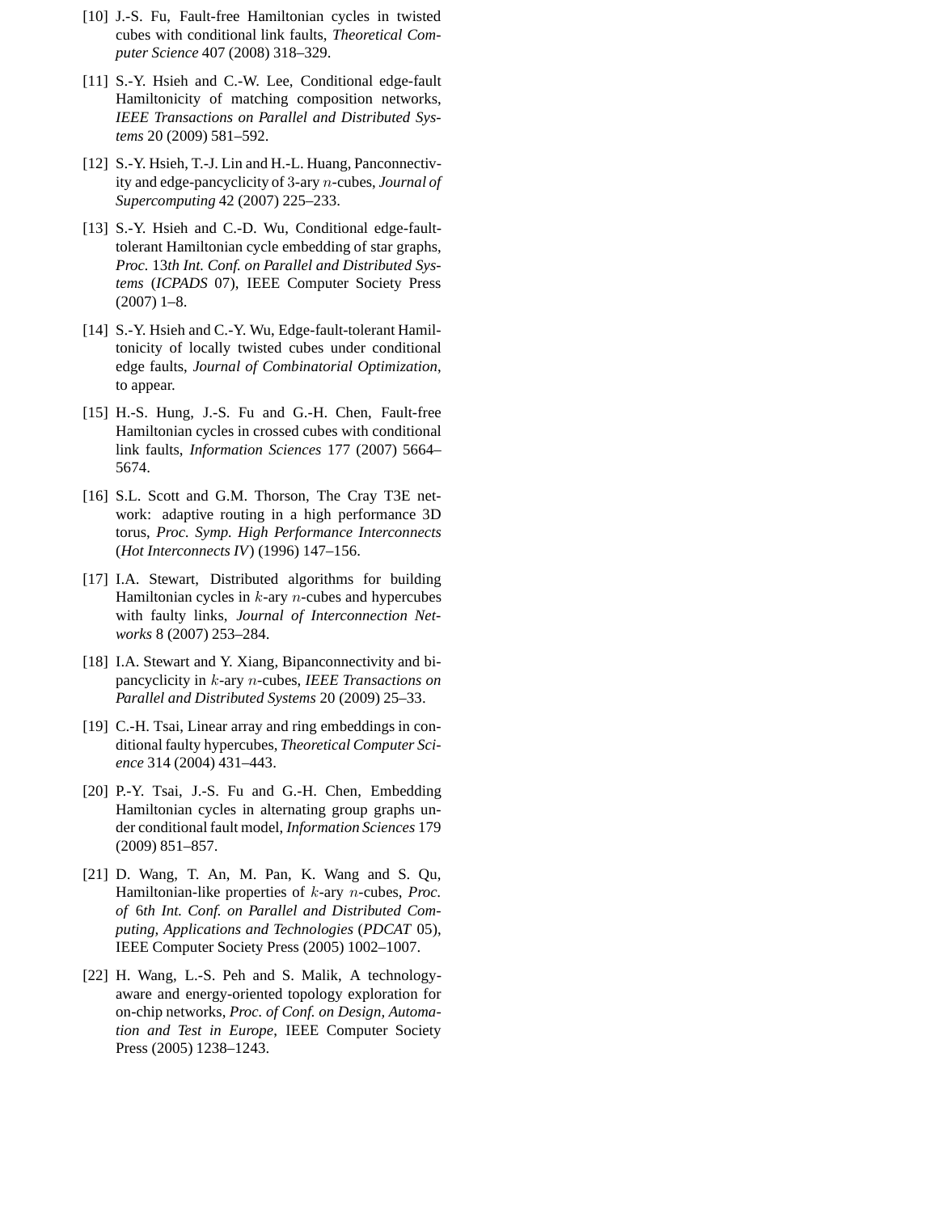[10] J.-S. Fu, Fault-free Hamiltonian cycles in twisted cubes with conditional link faults, *Theoretical Computer Science* 407 (2008) 318–329.

[11] S.-Y. Hsieh and C.-W. Lee, Conditional edge-fault Hamiltonicity of matching composition networks, *IEEE Transactions on Parallel and Distributed Systems* 20 (2009) 581–592.

[12] S.-Y. Hsieh, T.-J. Lin and H.-L. Huang, Panconnectivity and edge-pancyclicity of 3-ary $n$-cubes, *Journal of Supercomputing* 42 (2007) 225–233.

[13] S.-Y. Hsieh and C.-D. Wu, Conditional edge-fault-tolerant Hamiltonian cycle embedding of star graphs, *Proc.* 13*th Int. Conf. on Parallel and Distributed Systems* (*ICPADS* 07), IEEE Computer Society Press (2007) 1–8.

[14] S.-Y. Hsieh and C.-Y. Wu, Edge-fault-tolerant Hamiltonicity of locally twisted cubes under conditional edge faults, *Journal of Combinatorial Optimization*, to appear.

[15] H.-S. Hung, J.-S. Fu and G.-H. Chen, Fault-free Hamiltonian cycles in crossed cubes with conditional link faults, *Information Sciences* 177 (2007) 5664–5674.

[16] S.L. Scott and G.M. Thorson, The Cray T3E network: adaptive routing in a high performance 3D torus, *Proc. Symp. High Performance Interconnects* (*Hot Interconnects IV*) (1996) 147–156.

[17] I.A. Stewart, Distributed algorithms for building Hamiltonian cycles in $k$-ary $n$-cubes and hypercubes with faulty links, *Journal of Interconnection Networks* 8 (2007) 253–284.

[18] I.A. Stewart and Y. Xiang, Bipanconnectivity and bipancyclicity in $k$-ary $n$-cubes, *IEEE Transactions on Parallel and Distributed Systems* 20 (2009) 25–33.

[19] C.-H. Tsai, Linear array and ring embeddings in conditional faulty hypercubes, *Theoretical Computer Science* 314 (2004) 431–443.

[20] P.-Y. Tsai, J.-S. Fu and G.-H. Chen, Embedding Hamiltonian cycles in alternating group graphs under conditional fault model, *Information Sciences* 179 (2009) 851–857.

[21] D. Wang, T. An, M. Pan, K. Wang and S. Qu, Hamiltonian-like properties of $k$-ary $n$-cubes, *Proc. of* 6*th Int. Conf. on Parallel and Distributed Computing, Applications and Technologies* (*PDCAT* 05), IEEE Computer Society Press (2005) 1002–1007.

[22] H. Wang, L.-S. Peh and S. Malik, A technology-aware and energy-oriented topology exploration for on-chip networks, *Proc. of Conf. on Design, Automation and Test in Europe*, IEEE Computer Society Press (2005) 1238–1243.